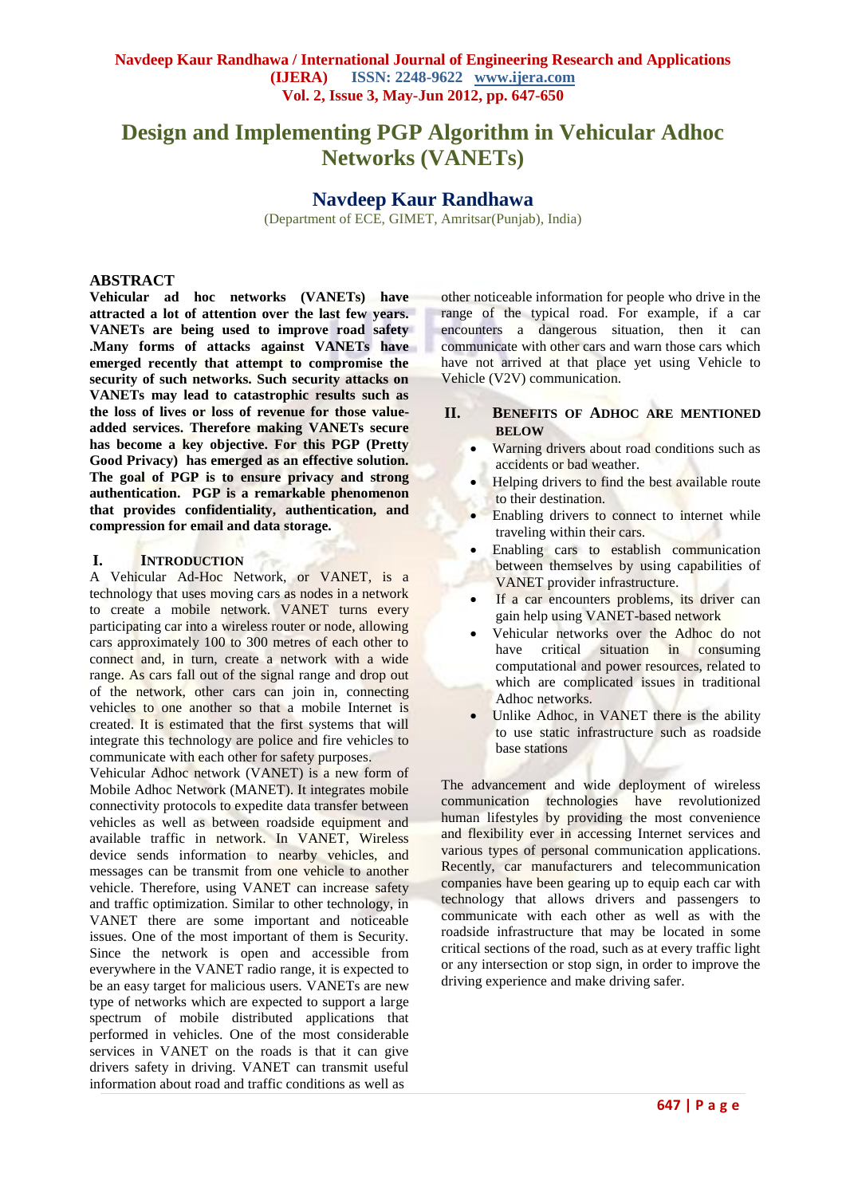# Design and Implementing PGP Algorithm in Vehicular Adhoc Networks (VANETs)

## Navdeep Kaur Randhawa

(Department of ECE, GIMET, Amritsar(Punjab), India)

## ABSTRACT

**Vehicular ad hoc networks (VANETs) have attracted a lot of attention over the last few years. VANETs are being used to improve road safety .Many forms of attacks against VANETs have emerged recently that attempt to compromise the security of such networks. Such security attacks on VANETs may lead to catastrophic results such as the loss of lives or loss of revenue for those value-added services. Therefore making VANETs secure has become a key objective. For this PGP (Pretty Good Privacy) has emerged as an effective solution. The goal of PGP is to ensure privacy and strong authentication. PGP is a remarkable phenomenon that provides confidentiality, authentication, and compression for email and data storage.**

## I. INTRODUCTION

A Vehicular Ad-Hoc Network, or VANET, is a technology that uses moving cars as nodes in a network to create a mobile network. VANET turns every participating car into a wireless router or node, allowing cars approximately 100 to 300 metres of each other to connect and, in turn, create a network with a wide range. As cars fall out of the signal range and drop out of the network, other cars can join in, connecting vehicles to one another so that a mobile Internet is created. It is estimated that the first systems that will integrate this technology are police and fire vehicles to communicate with each other for safety purposes.

Vehicular Adhoc network (VANET) is a new form of Mobile Adhoc Network (MANET). It integrates mobile connectivity protocols to expedite data transfer between vehicles as well as between roadside equipment and available traffic in network. In VANET, Wireless device sends information to nearby vehicles, and messages can be transmit from one vehicle to another vehicle. Therefore, using VANET can increase safety and traffic optimization. Similar to other technology, in VANET there are some important and noticeable issues. One of the most important of them is Security. Since the network is open and accessible from everywhere in the VANET radio range, it is expected to be an easy target for malicious users. VANETs are new type of networks which are expected to support a large spectrum of mobile distributed applications that performed in vehicles. One of the most considerable services in VANET on the roads is that it can give drivers safety in driving. VANET can transmit useful information about road and traffic conditions as well as other noticeable information for people who drive in the range of the typical road. For example, if a car encounters a dangerous situation, then it can communicate with other cars and warn those cars which have not arrived at that place yet using Vehicle to Vehicle (V2V) communication.

## II. BENEFITS OF ADHOC ARE MENTIONED BELOW

- Warning drivers about road conditions such as accidents or bad weather.
- Helping drivers to find the best available route to their destination.
- Enabling drivers to connect to internet while traveling within their cars.
- Enabling cars to establish communication between themselves by using capabilities of VANET provider infrastructure.
- If a car encounters problems, its driver can gain help using VANET-based network
- Vehicular networks over the Adhoc do not have critical situation in consuming computational and power resources, related to which are complicated issues in traditional Adhoc networks.
- Unlike Adhoc, in VANET there is the ability to use static infrastructure such as roadside base stations

The advancement and wide deployment of wireless communication technologies have revolutionized human lifestyles by providing the most convenience and flexibility ever in accessing Internet services and various types of personal communication applications. Recently, car manufacturers and telecommunication companies have been gearing up to equip each car with technology that allows drivers and passengers to communicate with each other as well as with the roadside infrastructure that may be located in some critical sections of the road, such as at every traffic light or any intersection or stop sign, in order to improve the driving experience and make driving safer.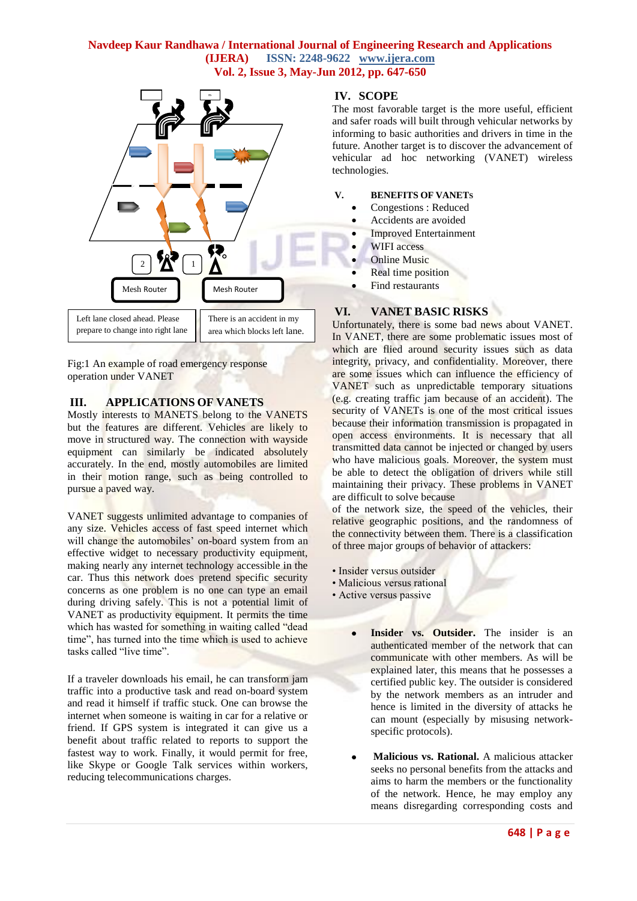Mesh Router

Mesh Router

| Left lane closed ahead. Please prepare to change into right lane | There is an accident in my area which blocks left lane. |
|---|---|

Fig:1 An example of road emergency response operation under VANET

## III. APPLICATIONS OF VANETS

Mostly interests to MANETS belong to the VANETS but the features are different. Vehicles are likely to move in structured way. The connection with wayside equipment can similarly be indicated absolutely accurately. In the end, mostly automobiles are limited in their motion range, such as being controlled to pursue a paved way.

VANET suggests unlimited advantage to companies of any size. Vehicles access of fast speed internet which will change the automobiles' on-board system from an effective widget to necessary productivity equipment, making nearly any internet technology accessible in the car. Thus this network does pretend specific security concerns as one problem is no one can type an email during driving safely. This is not a potential limit of VANET as productivity equipment. It permits the time which has wasted for something in waiting called "dead time", has turned into the time which is used to achieve tasks called "live time".

If a traveler downloads his email, he can transform jam traffic into a productive task and read on-board system and read it himself if traffic stuck. One can browse the internet when someone is waiting in car for a relative or friend. If GPS system is integrated it can give us a benefit about traffic related to reports to support the fastest way to work. Finally, it would permit for free, like Skype or Google Talk services within workers, reducing telecommunications charges.

## IV. SCOPE

The most favorable target is the more useful, efficient and safer roads will built through vehicular networks by informing to basic authorities and drivers in time in the future. Another target is to discover the advancement of vehicular ad hoc networking (VANET) wireless technologies.

## V. BENEFITS OF VANETs

- Congestions : Reduced
- Accidents are avoided
- Improved Entertainment
- WIFI access
- Online Music
- Real time position
- Find restaurants

## VI. VANET BASIC RISKS

Unfortunately, there is some bad news about VANET. In VANET, there are some problematic issues most of which are flied around security issues such as data integrity, privacy, and confidentiality. Moreover, there are some issues which can influence the efficiency of VANET such as unpredictable temporary situations (e.g. creating traffic jam because of an accident). The security of VANETs is one of the most critical issues because their information transmission is propagated in open access environments. It is necessary that all transmitted data cannot be injected or changed by users who have malicious goals. Moreover, the system must be able to detect the obligation of drivers while still maintaining their privacy. These problems in VANET are difficult to solve because
of the network size, the speed of the vehicles, their relative geographic positions, and the randomness of the connectivity between them. There is a classification of three major groups of behavior of attackers:

• Insider versus outsider
• Malicious versus rational
• Active versus passive

- **Insider vs. Outsider.** The insider is an authenticated member of the network that can communicate with other members. As will be explained later, this means that he possesses a certified public key. The outsider is considered by the network members as an intruder and hence is limited in the diversity of attacks he can mount (especially by misusing network-specific protocols).

- **Malicious vs. Rational.** A malicious attacker seeks no personal benefits from the attacks and aims to harm the members or the functionality of the network. Hence, he may employ any means disregarding corresponding costs and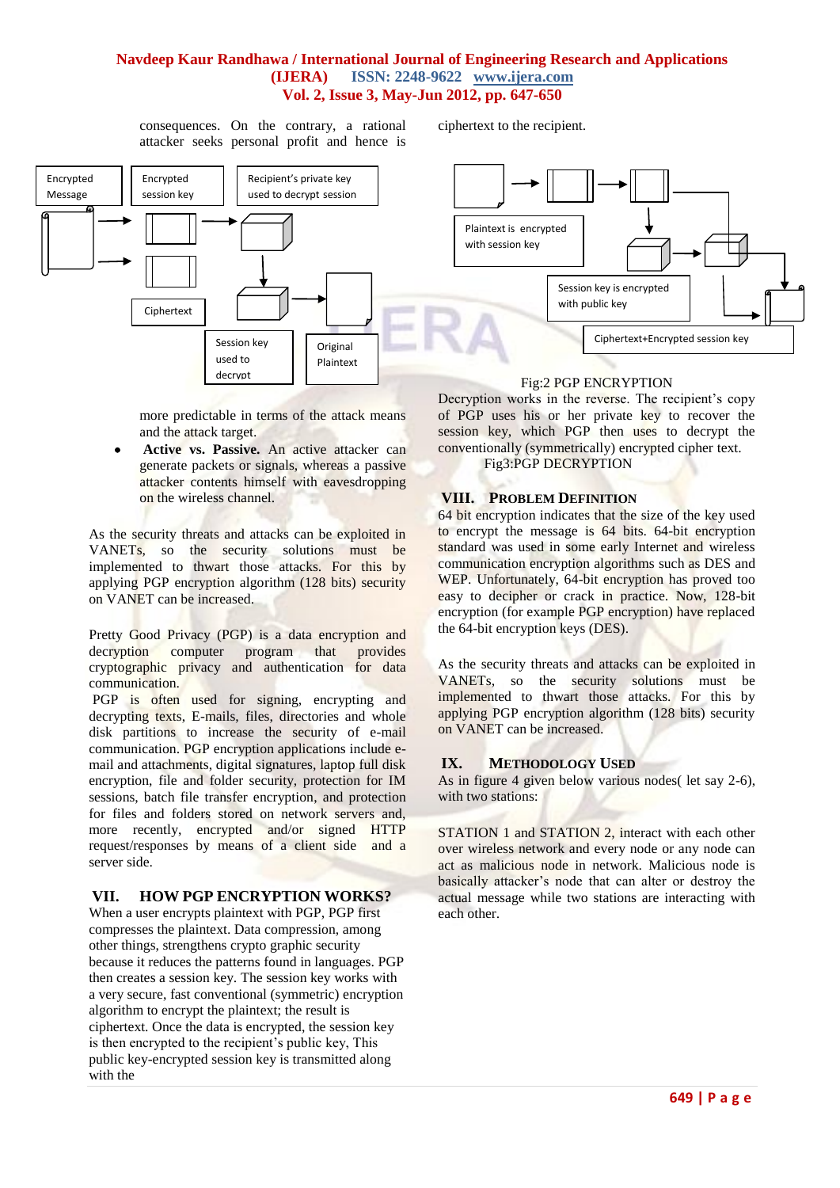consequences. On the contrary, a rational attacker seeks personal profit and hence is

Encrypted Message

Encrypted session key

Recipient's private key used to decrypt session

Ciphertext

Session key used to decrypt

Original Plaintext

more predictable in terms of the attack means and the attack target.

- **Active vs. Passive.** An active attacker can generate packets or signals, whereas a passive attacker contents himself with eavesdropping on the wireless channel.

As the security threats and attacks can be exploited in VANETs, so the security solutions must be implemented to thwart those attacks. For this by applying PGP encryption algorithm (128 bits) security on VANET can be increased.

Pretty Good Privacy (PGP) is a data encryption and decryption computer program that provides cryptographic privacy and authentication for data communication.

PGP is often used for signing, encrypting and decrypting texts, E-mails, files, directories and whole disk partitions to increase the security of e-mail communication. PGP encryption applications include e-mail and attachments, digital signatures, laptop full disk encryption, file and folder security, protection for IM sessions, batch file transfer encryption, and protection for files and folders stored on network servers and, more recently, encrypted and/or signed HTTP request/responses by means of a client side and a server side.

## VII. HOW PGP ENCRYPTION WORKS?

When a user encrypts plaintext with PGP, PGP first compresses the plaintext. Data compression, among other things, strengthens crypto graphic security because it reduces the patterns found in languages. PGP then creates a session key. The session key works with a very secure, fast conventional (symmetric) encryption algorithm to encrypt the plaintext; the result is ciphertext. Once the data is encrypted, the session key is then encrypted to the recipient's public key, This public key-encrypted session key is transmitted along with the ciphertext to the recipient.

Plaintext is encrypted with session key

Session key is encrypted with public key

Ciphertext+Encrypted session key

Fig:2 PGP ENCRYPTION

Decryption works in the reverse. The recipient's copy of PGP uses his or her private key to recover the session key, which PGP then uses to decrypt the conventionally (symmetrically) encrypted cipher text.

Fig3:PGP DECRYPTION

## VIII. PROBLEM DEFINITION

64 bit encryption indicates that the size of the key used to encrypt the message is 64 bits. 64-bit encryption standard was used in some early Internet and wireless communication encryption algorithms such as DES and WEP. Unfortunately, 64-bit encryption has proved too easy to decipher or crack in practice. Now, 128-bit encryption (for example PGP encryption) have replaced the 64-bit encryption keys (DES).

As the security threats and attacks can be exploited in VANETs, so the security solutions must be implemented to thwart those attacks. For this by applying PGP encryption algorithm (128 bits) security on VANET can be increased.

## IX. METHODOLOGY USED

As in figure 4 given below various nodes( let say 2-6), with two stations:

STATION 1 and STATION 2, interact with each other over wireless network and every node or any node can act as malicious node in network. Malicious node is basically attacker's node that can alter or destroy the actual message while two stations are interacting with each other.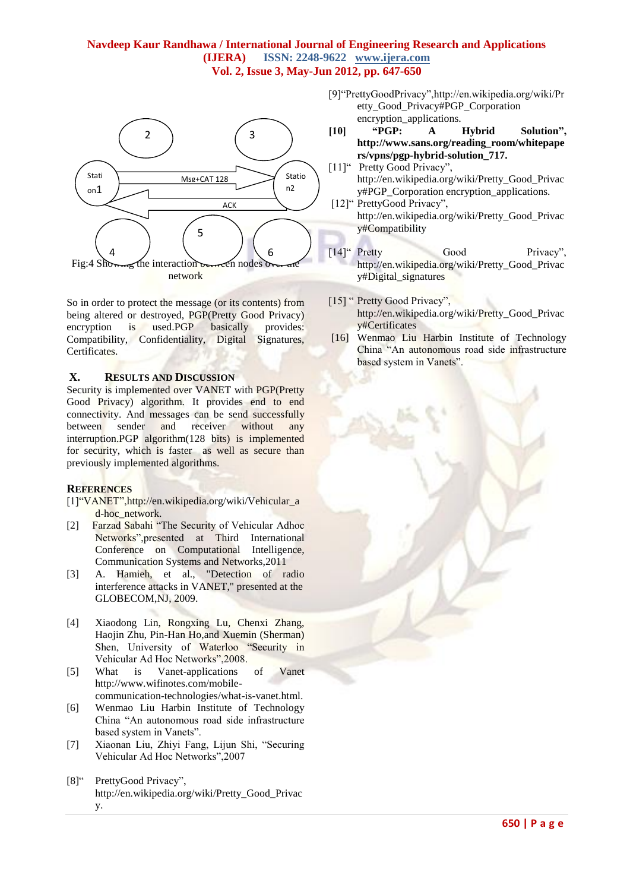Stati on1

Statio n2

Msg+CAT 128

ACK

2

3

4

5

6

Fig:4 Showing the interaction between nodes over the network

So in order to protect the message (or its contents) from being altered or destroyed, PGP(Pretty Good Privacy) encryption is used.PGP basically provides: Compatibility, Confidentiality, Digital Signatures, Certificates.

## X. RESULTS AND DISCUSSION

Security is implemented over VANET with PGP(Pretty Good Privacy) algorithm. It provides end to end connectivity. And messages can be send successfully between sender and receiver without any interruption.PGP algorithm(128 bits) is implemented for security, which is faster as well as secure than previously implemented algorithms.

## REFERENCES

[1]"VANET",http://en.wikipedia.org/wiki/Vehicular_ad-hoc_network.

[2] Farzad Sabahi "The Security of Vehicular Adhoc Networks",presented at Third International Conference on Computational Intelligence, Communication Systems and Networks,2011

[3] A. Hamieh, et al., "Detection of radio interference attacks in VANET," presented at the GLOBECOM,NJ, 2009.

[4] Xiaodong Lin, Rongxing Lu, Chenxi Zhang, Haojin Zhu, Pin-Han Ho,and Xuemin (Sherman) Shen, University of Waterloo "Security in Vehicular Ad Hoc Networks",2008.

[5] What is Vanet-applications of Vanet http://www.wifinotes.com/mobile-communication-technologies/what-is-vanet.html.

[6] Wenmao Liu Harbin Institute of Technology China "An autonomous road side infrastructure based system in Vanets".

[7] Xiaonan Liu, Zhiyi Fang, Lijun Shi, "Securing Vehicular Ad Hoc Networks",2007

[8]" PrettyGood Privacy", http://en.wikipedia.org/wiki/Pretty_Good_Privacy.

[9]"PrettyGoodPrivacy",http://en.wikipedia.org/wiki/Pretty_Good_Privacy#PGP_Corporation encryption_applications.

**[10] "PGP: A Hybrid Solution", http://www.sans.org/reading_room/whitepapers/vpns/pgp-hybrid-solution_717.**

[11]" Pretty Good Privacy", http://en.wikipedia.org/wiki/Pretty_Good_Privacy#PGP_Corporation encryption_applications.

[12]" PrettyGood Privacy", http://en.wikipedia.org/wiki/Pretty_Good_Privacy#Compatibility

[14]" Pretty Good Privacy", http://en.wikipedia.org/wiki/Pretty_Good_Privacy#Digital_signatures

[15] " Pretty Good Privacy", http://en.wikipedia.org/wiki/Pretty_Good_Privacy#Certificates

[16] Wenmao Liu Harbin Institute of Technology China "An autonomous road side infrastructure based system in Vanets".